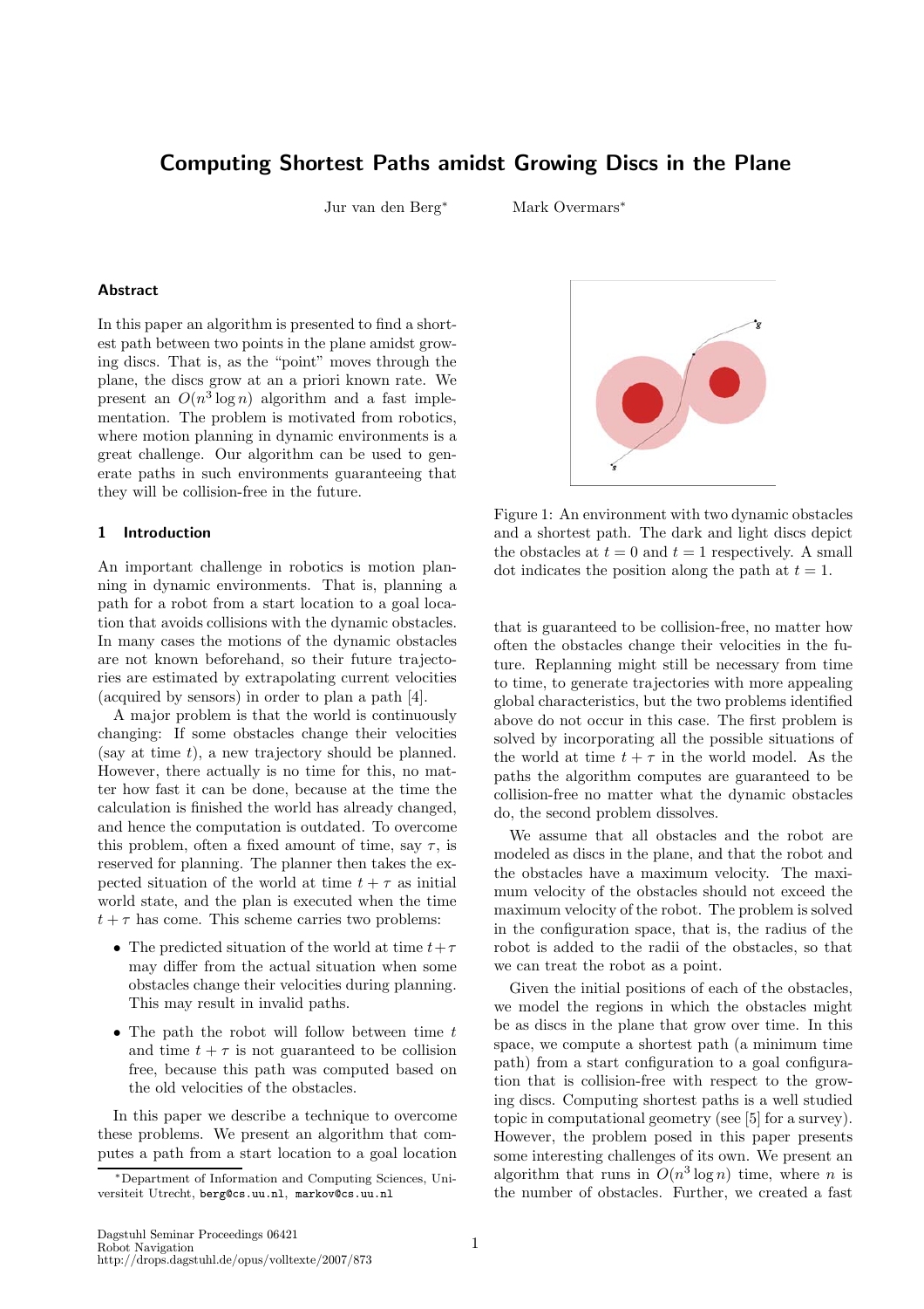# Computing Shortest Paths amidst Growing Discs in the Plane

Jur van den Berg* Mark Overmars*

### Abstract

In this paper an algorithm is presented to find a shortest path between two points in the plane amidst growing discs. That is, as the "point" moves through the plane, the discs grow at an a priori known rate. We present an $O(n^3 \log n)$ algorithm and a fast implementation. The problem is motivated from robotics, where motion planning in dynamic environments is a great challenge. Our algorithm can be used to generate paths in such environments guaranteeing that they will be collision-free in the future.

## 1 Introduction

An important challenge in robotics is motion planning in dynamic environments. That is, planning a path for a robot from a start location to a goal location that avoids collisions with the dynamic obstacles. In many cases the motions of the dynamic obstacles are not known beforehand, so their future trajectories are estimated by extrapolating current velocities (acquired by sensors) in order to plan a path [4].

A major problem is that the world is continuously changing: If some obstacles change their velocities (say at time $t$), a new trajectory should be planned. However, there actually is no time for this, no matter how fast it can be done, because at the time the calculation is finished the world has already changed, and hence the computation is outdated. To overcome this problem, often a fixed amount of time, say $\tau$, is reserved for planning. The planner then takes the expected situation of the world at time $t + \tau$ as initial world state, and the plan is executed when the time $t + \tau$ has come. This scheme carries two problems:

- The predicted situation of the world at time $t+\tau$ may differ from the actual situation when some obstacles change their velocities during planning. This may result in invalid paths.
- The path the robot will follow between time $t$ and time $t + \tau$ is not guaranteed to be collision free, because this path was computed based on the old velocities of the obstacles.

In this paper we describe a technique to overcome these problems. We present an algorithm that computes a path from a start location to a goal location

Figure 1: An environment with two dynamic obstacles and a shortest path. The dark and light discs depict the obstacles at $t = 0$ and $t = 1$ respectively. A small dot indicates the position along the path at $t = 1$.

that is guaranteed to be collision-free, no matter how often the obstacles change their velocities in the future. Replanning might still be necessary from time to time, to generate trajectories with more appealing global characteristics, but the two problems identified above do not occur in this case. The first problem is solved by incorporating all the possible situations of the world at time $t + \tau$ in the world model. As the paths the algorithm computes are guaranteed to be collision-free no matter what the dynamic obstacles do, the second problem dissolves.

We assume that all obstacles and the robot are modeled as discs in the plane, and that the robot and the obstacles have a maximum velocity. The maximum velocity of the obstacles should not exceed the maximum velocity of the robot. The problem is solved in the configuration space, that is, the radius of the robot is added to the radii of the obstacles, so that we can treat the robot as a point.

Given the initial positions of each of the obstacles, we model the regions in which the obstacles might be as discs in the plane that grow over time. In this space, we compute a shortest path (a minimum time path) from a start configuration to a goal configuration that is collision-free with respect to the growing discs. Computing shortest paths is a well studied topic in computational geometry (see [5] for a survey). However, the problem posed in this paper presents some interesting challenges of its own. We present an algorithm that runs in $O(n^3 \log n)$ time, where $n$ is the number of obstacles. Further, we created a fast

*Department of Information and Computing Sciences, Universiteit Utrecht, berg@cs.uu.nl, markov@cs.uu.nl

Dagstuhl Seminar Proceedings 06421
Robot Navigation
http://drops.dagstuhl.de/opus/volltexte/2007/873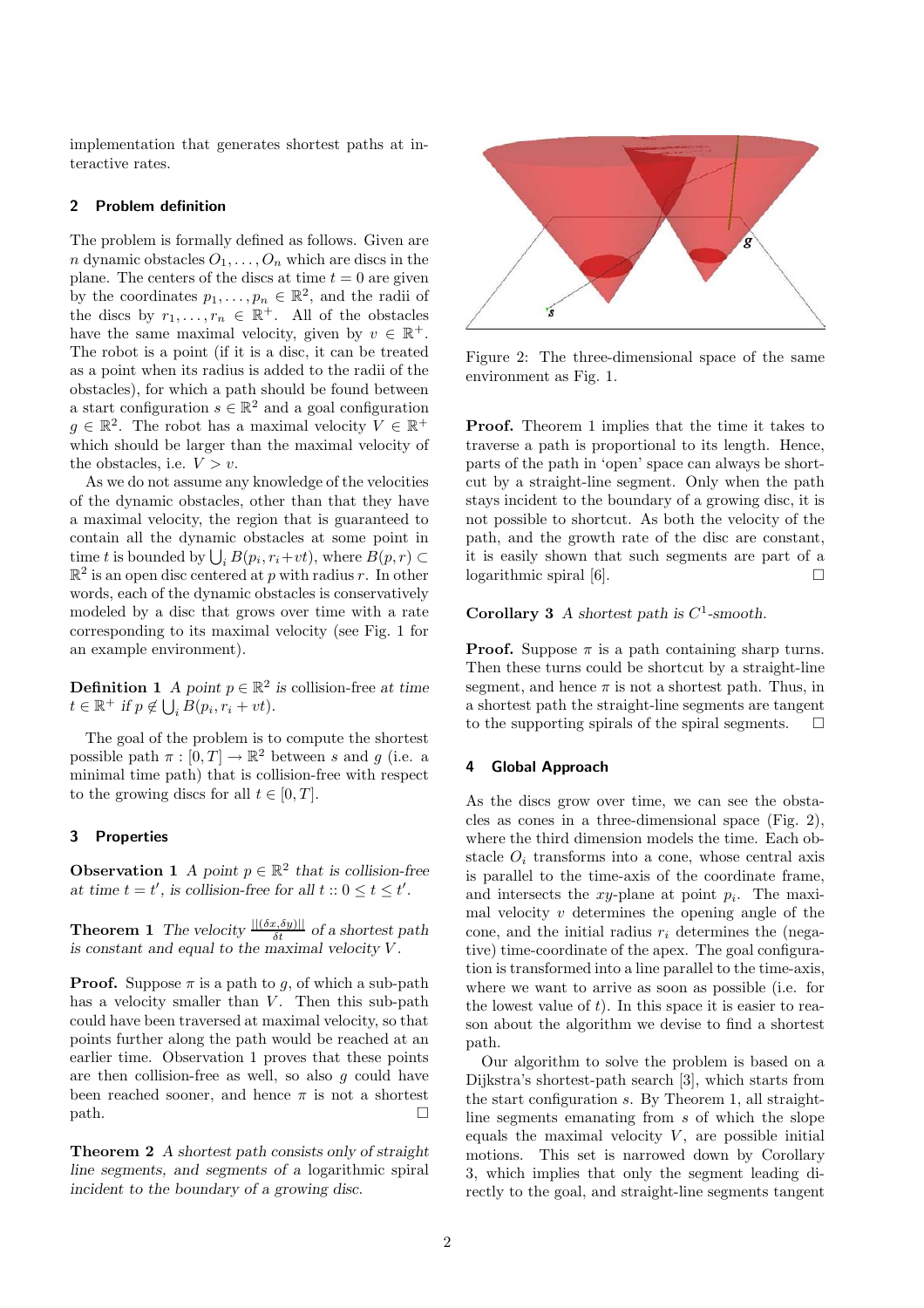implementation that generates shortest paths at interactive rates.

## 2 Problem definition

The problem is formally defined as follows. Given are $n$ dynamic obstacles $O_1, \ldots, O_n$ which are discs in the plane. The centers of the discs at time $t = 0$ are given by the coordinates $p_1, \ldots, p_n \in \mathbb{R}^2$, and the radii of the discs by $r_1, \ldots, r_n \in \mathbb{R}^+$. All of the obstacles have the same maximal velocity, given by $v \in \mathbb{R}^+$. The robot is a point (if it is a disc, it can be treated as a point when its radius is added to the radii of the obstacles), for which a path should be found between a start configuration $s \in \mathbb{R}^2$ and a goal configuration $g \in \mathbb{R}^2$. The robot has a maximal velocity $V \in \mathbb{R}^+$ which should be larger than the maximal velocity of the obstacles, i.e. $V > v$.

As we do not assume any knowledge of the velocities of the dynamic obstacles, other than that they have a maximal velocity, the region that is guaranteed to contain all the dynamic obstacles at some point in time $t$ is bounded by $\bigcup_i B(p_i, r_i + vt)$, where $B(p, r) \subset \mathbb{R}^2$ is an open disc centered at $p$ with radius $r$. In other words, each of the dynamic obstacles is conservatively modeled by a disc that grows over time with a rate corresponding to its maximal velocity (see Fig. 1 for an example environment).

**Definition 1** *A point $p \in \mathbb{R}^2$ is* collision-free *at time $t \in \mathbb{R}^+$ if $p \notin \bigcup_i B(p_i, r_i + vt)$.*

The goal of the problem is to compute the shortest possible path $\pi : [0, T] \to \mathbb{R}^2$ between $s$ and $g$ (i.e. a minimal time path) that is collision-free with respect to the growing discs for all $t \in [0, T]$.

## 3 Properties

**Observation 1** *A point $p \in \mathbb{R}^2$ that is collision-free at time $t = t'$, is collision-free for all $t :: 0 \leq t \leq t'$.*

**Theorem 1** *The velocity $\frac{||(\delta x, \delta y)||}{\delta t}$ of a shortest path is constant and equal to the maximal velocity $V$.*

**Proof.** Suppose $\pi$ is a path to $g$, of which a sub-path has a velocity smaller than $V$. Then this sub-path could have been traversed at maximal velocity, so that points further along the path would be reached at an earlier time. Observation 1 proves that these points are then collision-free as well, so also $g$ could have been reached sooner, and hence $\pi$ is not a shortest path. □

**Theorem 2** *A shortest path consists only of straight line segments, and segments of a logarithmic spiral incident to the boundary of a growing disc.*

Figure 2: The three-dimensional space of the same environment as Fig. 1.

**Proof.** Theorem 1 implies that the time it takes to traverse a path is proportional to its length. Hence, parts of the path in 'open' space can always be shortcut by a straight-line segment. Only when the path stays incident to the boundary of a growing disc, it is not possible to shortcut. As both the velocity of the path, and the growth rate of the disc are constant, it is easily shown that such segments are part of a logarithmic spiral [6]. □

**Corollary 3** *A shortest path is $C^1$-smooth.*

**Proof.** Suppose $\pi$ is a path containing sharp turns. Then these turns could be shortcut by a straight-line segment, and hence $\pi$ is not a shortest path. Thus, in a shortest path the straight-line segments are tangent to the supporting spirals of the spiral segments. □

## 4 Global Approach

As the discs grow over time, we can see the obstacles as cones in a three-dimensional space (Fig. 2), where the third dimension models the time. Each obstacle $O_i$ transforms into a cone, whose central axis is parallel to the time-axis of the coordinate frame, and intersects the $xy$-plane at point $p_i$. The maximal velocity $v$ determines the opening angle of the cone, and the initial radius $r_i$ determines the (negative) time-coordinate of the apex. The goal configuration is transformed into a line parallel to the time-axis, where we want to arrive as soon as possible (i.e. for the lowest value of $t$). In this space it is easier to reason about the algorithm we devise to find a shortest path.

Our algorithm to solve the problem is based on a Dijkstra's shortest-path search [3], which starts from the start configuration $s$. By Theorem 1, all straight-line segments emanating from $s$ of which the slope equals the maximal velocity $V$, are possible initial motions. This set is narrowed down by Corollary 3, which implies that only the segment leading directly to the goal, and straight-line segments tangent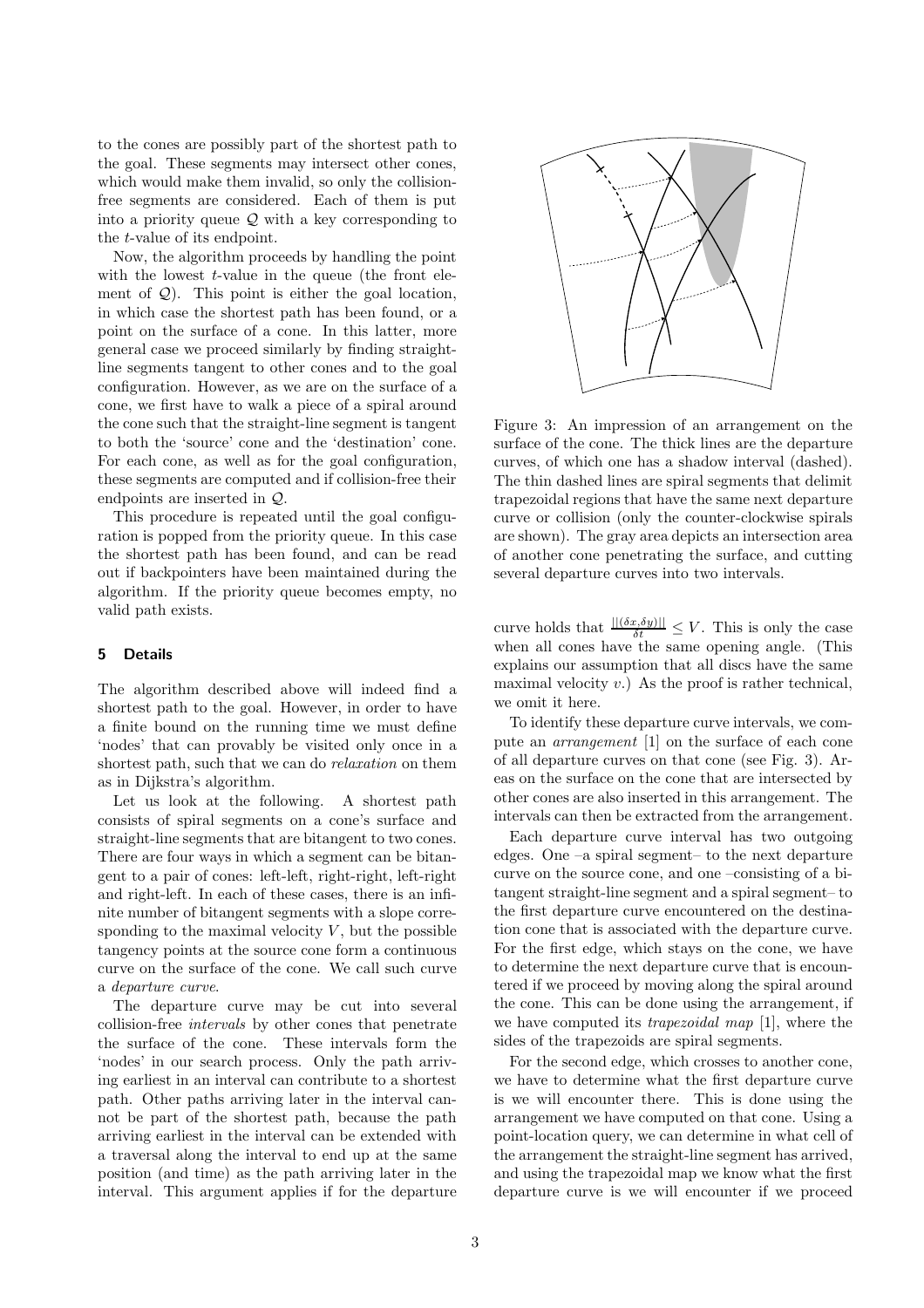to the cones are possibly part of the shortest path to the goal. These segments may intersect other cones, which would make them invalid, so only the collision-free segments are considered. Each of them is put into a priority queue $\mathcal{Q}$ with a key corresponding to the $t$-value of its endpoint.

Now, the algorithm proceeds by handling the point with the lowest $t$-value in the queue (the front element of $\mathcal{Q}$). This point is either the goal location, in which case the shortest path has been found, or a point on the surface of a cone. In this latter, more general case we proceed similarly by finding straight-line segments tangent to other cones and to the goal configuration. However, as we are on the surface of a cone, we first have to walk a piece of a spiral around the cone such that the straight-line segment is tangent to both the 'source' cone and the 'destination' cone. For each cone, as well as for the goal configuration, these segments are computed and if collision-free their endpoints are inserted in $\mathcal{Q}$.

This procedure is repeated until the goal configuration is popped from the priority queue. In this case the shortest path has been found, and can be read out if backpointers have been maintained during the algorithm. If the priority queue becomes empty, no valid path exists.

## 5 Details

The algorithm described above will indeed find a shortest path to the goal. However, in order to have a finite bound on the running time we must define 'nodes' that can provably be visited only once in a shortest path, such that we can do *relaxation* on them as in Dijkstra's algorithm.

Let us look at the following. A shortest path consists of spiral segments on a cone's surface and straight-line segments that are bitangent to two cones. There are four ways in which a segment can be bitangent to a pair of cones: left-left, right-right, left-right and right-left. In each of these cases, there is an infinite number of bitangent segments with a slope corresponding to the maximal velocity $V$, but the possible tangency points at the source cone form a continuous curve on the surface of the cone. We call such curve a *departure curve*.

The departure curve may be cut into several collision-free *intervals* by other cones that penetrate the surface of the cone. These intervals form the 'nodes' in our search process. Only the path arriving earliest in an interval can contribute to a shortest path. Other paths arriving later in the interval cannot be part of the shortest path, because the path arriving earliest in the interval can be extended with a traversal along the interval to end up at the same position (and time) as the path arriving later in the interval. This argument applies if for the departure curve holds that $\frac{||(\delta x, \delta y)||}{\delta t} \leq V$. This is only the case when all cones have the same opening angle. (This explains our assumption that all discs have the same maximal velocity $v$.) As the proof is rather technical, we omit it here.

Figure 3: An impression of an arrangement on the surface of the cone. The thick lines are the departure curves, of which one has a shadow interval (dashed). The thin dashed lines are spiral segments that delimit trapezoidal regions that have the same next departure curve or collision (only the counter-clockwise spirals are shown). The gray area depicts an intersection area of another cone penetrating the surface, and cutting several departure curves into two intervals.

To identify these departure curve intervals, we compute an *arrangement* [1] on the surface of each cone of all departure curves on that cone (see Fig. 3). Areas on the surface on the cone that are intersected by other cones are also inserted in this arrangement. The intervals can then be extracted from the arrangement.

Each departure curve interval has two outgoing edges. One –a spiral segment– to the next departure curve on the source cone, and one –consisting of a bitangent straight-line segment and a spiral segment– to the first departure curve encountered on the destination cone that is associated with the departure curve. For the first edge, which stays on the cone, we have to determine the next departure curve that is encountered if we proceed by moving along the spiral around the cone. This can be done using the arrangement, if we have computed its *trapezoidal map* [1], where the sides of the trapezoids are spiral segments.

For the second edge, which crosses to another cone, we have to determine what the first departure curve is we will encounter there. This is done using the arrangement we have computed on that cone. Using a point-location query, we can determine in what cell of the arrangement the straight-line segment has arrived, and using the trapezoidal map we know what the first departure curve is we will encounter if we proceed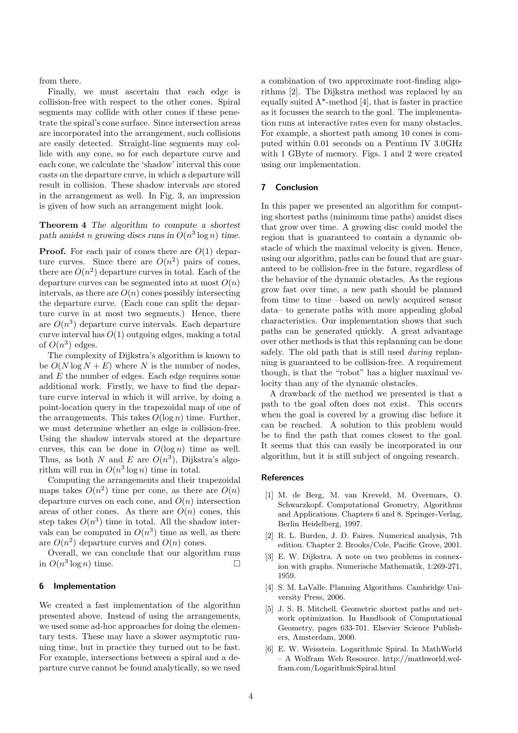from there.

Finally, we must ascertain that each edge is collision-free with respect to the other cones. Spiral segments may collide with other cones if these penetrate the spiral's cone surface. Since intersection areas are incorporated into the arrangement, such collisions are easily detected. Straight-line segments may collide with any cone, so for each departure curve and each cone, we calculate the 'shadow' interval this cone casts on the departure curve, in which a departure will result in collision. These shadow intervals are stored in the arrangement as well. In Fig. 3, an impression is given of how such an arrangement might look.

**Theorem 4** *The algorithm to compute a shortest path amidst $n$ growing discs runs in $O(n^3 \log n)$ time.*

**Proof.** For each pair of cones there are $O(1)$ departure curves. Since there are $O(n^2)$ pairs of cones, there are $O(n^2)$ departure curves in total. Each of the departure curves can be segmented into at most $O(n)$ intervals, as there are $O(n)$ cones possibly intersecting the departure curve. (Each cone can split the departure curve in at most two segments.) Hence, there are $O(n^3)$ departure curve intervals. Each departure curve interval has $O(1)$ outgoing edges, making a total of $O(n^3)$ edges.

The complexity of Dijkstra's algorithm is known to be $O(N \log N + E)$ where $N$ is the number of nodes, and $E$ the number of edges. Each edge requires some additional work. Firstly, we have to find the departure curve interval in which it will arrive, by doing a point-location query in the trapezoidal map of one of the arrangements. This takes $O(\log n)$ time. Further, we must determine whether an edge is collision-free. Using the shadow intervals stored at the departure curves, this can be done in $O(\log n)$ time as well. Thus, as both $N$ and $E$ are $O(n^3)$, Dijkstra's algorithm will run in $O(n^3 \log n)$ time in total.

Computing the arrangements and their trapezoidal maps takes $O(n^2)$ time per cone, as there are $O(n)$ departure curves on each cone, and $O(n)$ intersection areas of other cones. As there are $O(n)$ cones, this step takes $O(n^3)$ time in total. All the shadow intervals can be computed in $O(n^3)$ time as well, as there are $O(n^2)$ departure curves and $O(n)$ cones.

Overall, we can conclude that our algorithm runs in $O(n^3 \log n)$ time. □

## 6 Implementation

We created a fast implementation of the algorithm presented above. Instead of using the arrangements, we used some ad-hoc approaches for doing the elementary tests. These may have a slower asymptotic running time, but in practice they turned out to be fast. For example, intersections between a spiral and a departure curve cannot be found analytically, so we used a combination of two approximate root-finding algorithms [2]. The Dijkstra method was replaced by an equally suited A*-method [4], that is faster in practice as it focusses the search to the goal. The implementation runs at interactive rates even for many obstacles. For example, a shortest path among 10 cones is computed within 0.01 seconds on a Pentium IV 3.0GHz with 1 GByte of memory. Figs. 1 and 2 were created using our implementation.

## 7 Conclusion

In this paper we presented an algorithm for computing shortest paths (minimum time paths) amidst discs that grow over time. A growing disc could model the region that is guaranteed to contain a dynamic obstacle of which the maximal velocity is given. Hence, using our algorithm, paths can be found that are guaranteed to be collision-free in the future, regardless of the behavior of the dynamic obstacles. As the regions grow fast over time, a new path should be planned from time to time –based on newly acquired sensor data– to generate paths with more appealing global characteristics. Our implementation shows that such paths can be generated quickly. A great advantage over other methods is that this replanning can be done safely. The old path that is still used *during* replanning is guaranteed to be collision-free. A requirement though, is that the "robot" has a higher maximal velocity than any of the dynamic obstacles.

A drawback of the method we presented is that a path to the goal often does not exist. This occurs when the goal is covered by a growing disc before it can be reached. A solution to this problem would be to find the path that comes closest to the goal. It seems that this can easily be incorporated in our algorithm, but it is still subject of ongoing research.

## References

[1] M. de Berg, M. van Kreveld, M. Overmars, O. Schwarzkopf. Computational Geometry, Algorithms and Applications. Chapters 6 and 8. Springer-Verlag, Berlin Heidelberg, 1997.

[2] R. L. Burden, J. D. Faires. Numerical analysis, 7th edition. Chapter 2. Brooks/Cole, Pacific Grove, 2001.

[3] E. W. Dijkstra. A note on two problems in connexion with graphs. Numerische Mathematik, 1:269-271, 1959.

[4] S. M. LaValle. Planning Algorithms. Cambridge University Press, 2006.

[5] J. S. B. Mitchell. Geometric shortest paths and network optimization. In Handbook of Computational Geometry, pages 633-701. Elsevier Science Publishers, Amsterdam, 2000.

[6] E. W. Weisstein. Logarithmic Spiral. In MathWorld – A Wolfram Web Resource. http://mathworld.wolfram.com/LogarithmicSpiral.html